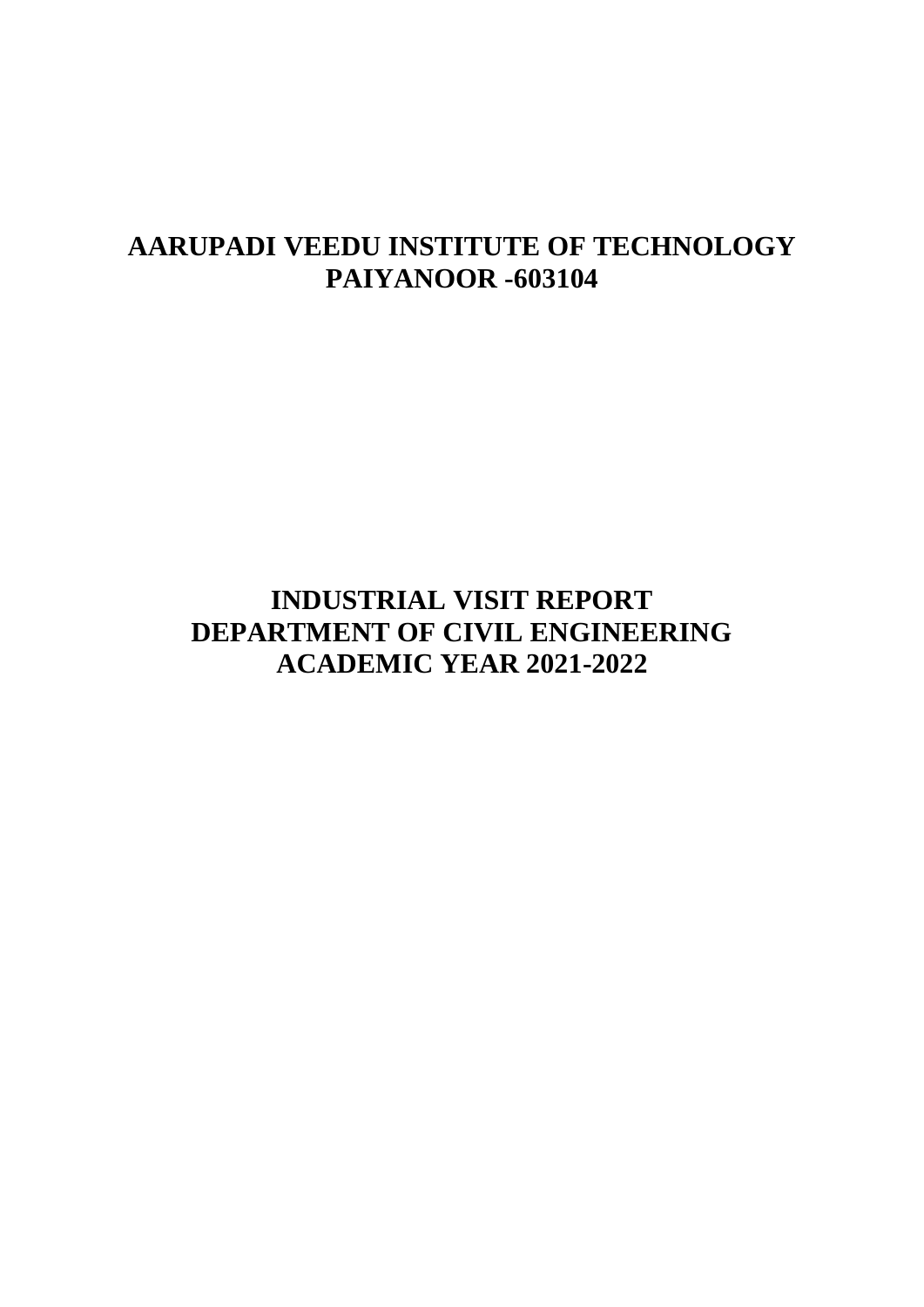# AARUPADI VEEDU INSTITUTE OF TECHNOLOGY
# PAIYANOOR -603104

## INDUSTRIAL VISIT REPORT
## DEPARTMENT OF CIVIL ENGINEERING
## ACADEMIC YEAR 2021-2022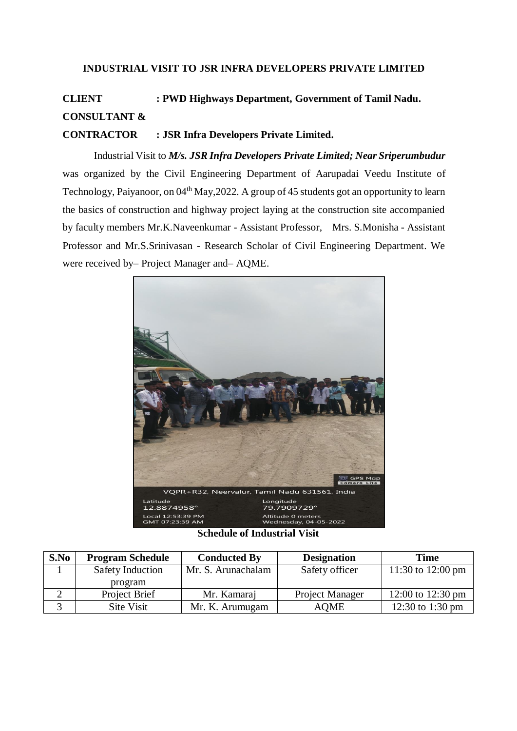**INDUSTRIAL VISIT TO JSR INFRA DEVELOPERS PRIVATE LIMITED**

**CLIENT : PWD Highways Department, Government of Tamil Nadu.**

**CONSULTANT &**

**CONTRACTOR : JSR Infra Developers Private Limited.**

Industrial Visit to ***M/s. JSR Infra Developers Private Limited; Near Sriperumbudur*** was organized by the Civil Engineering Department of Aarupadai Veedu Institute of Technology, Paiyanoor, on 04th May,2022. A group of 45 students got an opportunity to learn the basics of construction and highway project laying at the construction site accompanied by faculty members Mr.K.Naveenkumar - Assistant Professor, Mrs. S.Monisha - Assistant Professor and Mr.S.Srinivasan - Research Scholar of Civil Engineering Department. We were received by– Project Manager and– AQME.

**Schedule of Industrial Visit**

| S.No | Program Schedule | Conducted By | Designation | Time |
|---|---|---|---|---|
| 1 | Safety Induction program | Mr. S. Arunachalam | Safety officer | 11:30 to 12:00 pm |
| 2 | Project Brief | Mr. Kamaraj | Project Manager | 12:00 to 12:30 pm |
| 3 | Site Visit | Mr. K. Arumugam | AQME | 12:30 to 1:30 pm |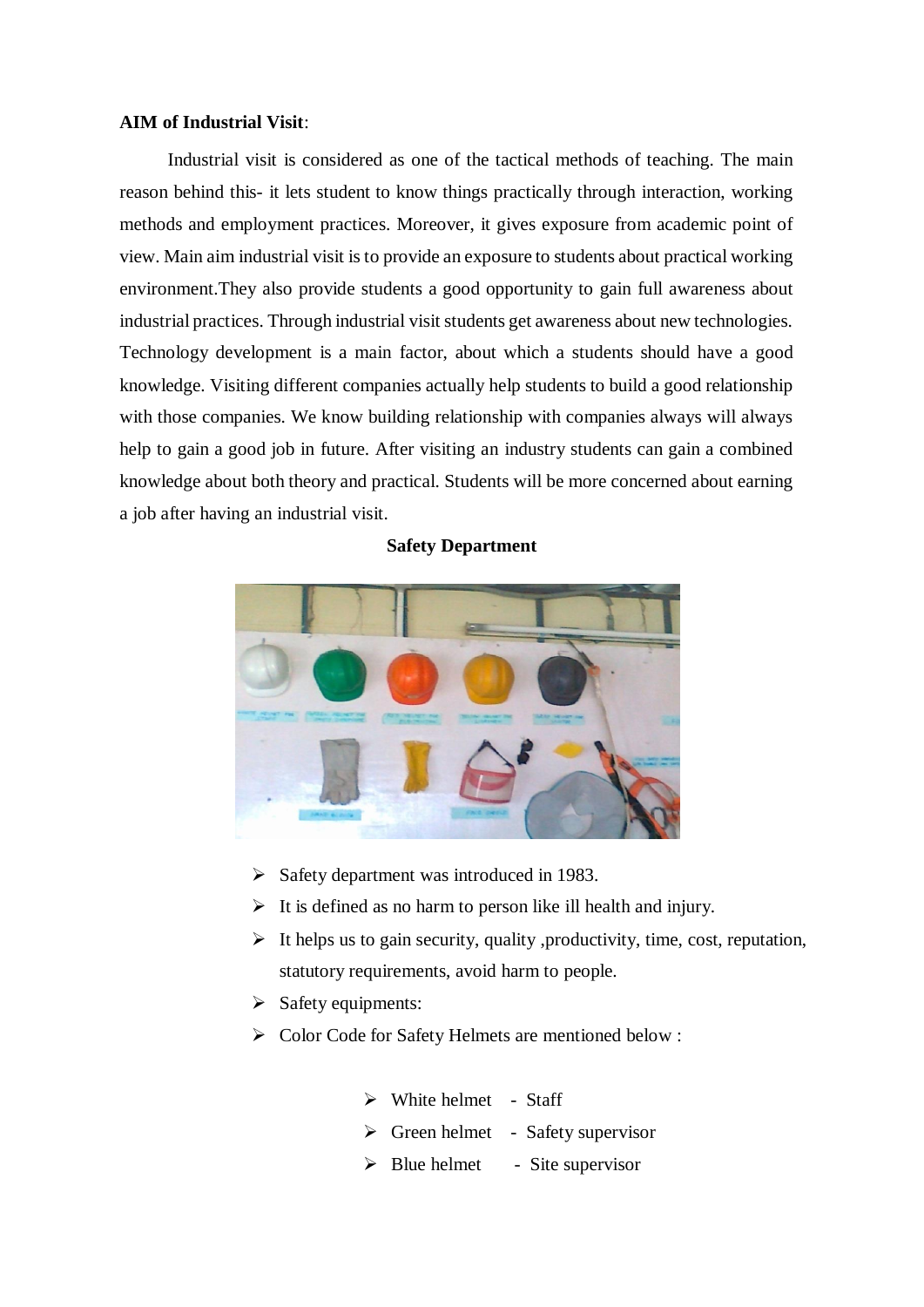**AIM of Industrial Visit**:

Industrial visit is considered as one of the tactical methods of teaching. The main reason behind this- it lets student to know things practically through interaction, working methods and employment practices. Moreover, it gives exposure from academic point of view. Main aim industrial visit is to provide an exposure to students about practical working environment.They also provide students a good opportunity to gain full awareness about industrial practices. Through industrial visit students get awareness about new technologies. Technology development is a main factor, about which a students should have a good knowledge. Visiting different companies actually help students to build a good relationship with those companies. We know building relationship with companies always will always help to gain a good job in future. After visiting an industry students can gain a combined knowledge about both theory and practical. Students will be more concerned about earning a job after having an industrial visit.

**Safety Department**

- Safety department was introduced in 1983.
- It is defined as no harm to person like ill health and injury.
- It helps us to gain security, quality ,productivity, time, cost, reputation, statutory requirements, avoid harm to people.
- Safety equipments:
- Color Code for Safety Helmets are mentioned below :
  - White helmet - Staff
  - Green helmet - Safety supervisor
  - Blue helmet - Site supervisor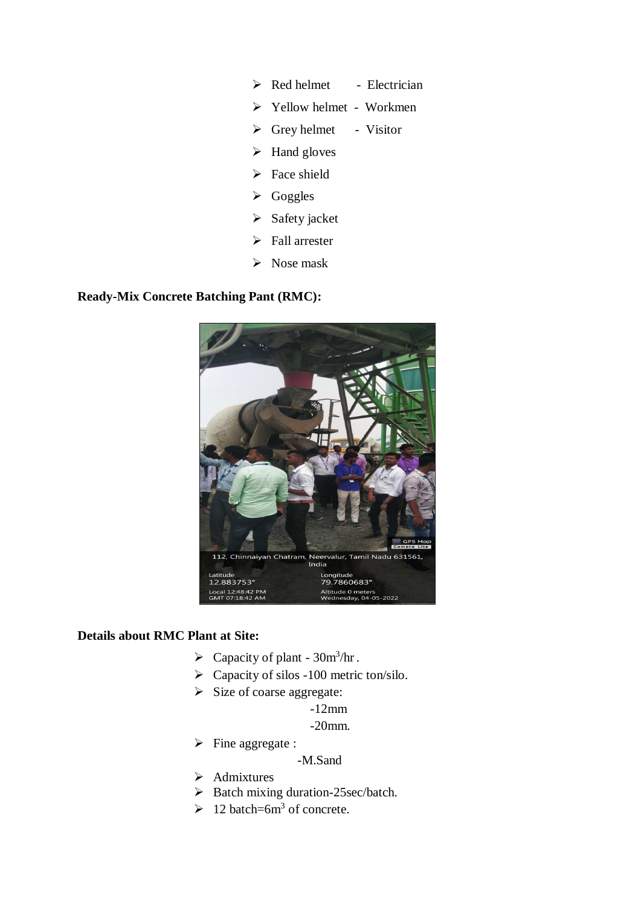- Red helmet - Electrician
- Yellow helmet - Workmen
- Grey helmet - Visitor
- Hand gloves
- Face shield
- Goggles
- Safety jacket
- Fall arrester
- Nose mask

**Ready-Mix Concrete Batching Pant (RMC):**

**Details about RMC Plant at Site:**

- Capacity of plant - $30m^3$/hr .
- Capacity of silos -100 metric ton/silo.
- Size of coarse aggregate:
  - -12mm
  - -20mm.
- Fine aggregate :
  - -M.Sand
- Admixtures
- Batch mixing duration-25sec/batch.
- 12 batch=$6m^3$ of concrete.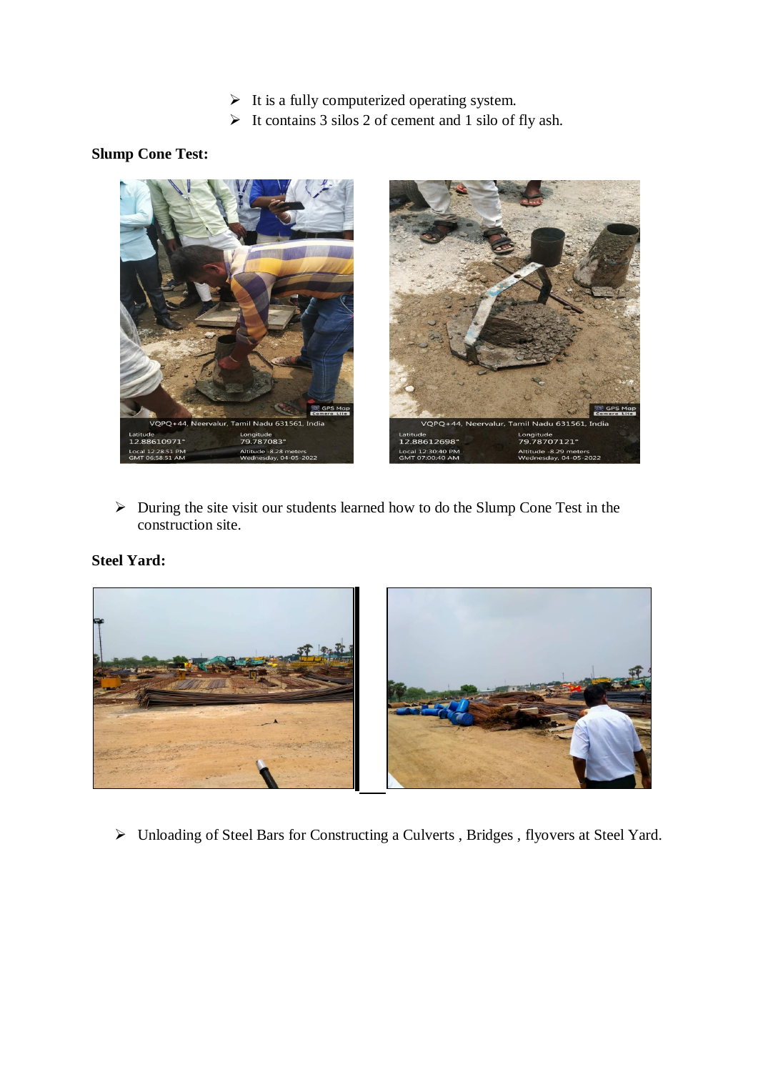- It is a fully computerized operating system.
- It contains 3 silos 2 of cement and 1 silo of fly ash.

**Slump Cone Test:**

- During the site visit our students learned how to do the Slump Cone Test in the construction site.

**Steel Yard:**

- Unloading of Steel Bars for Constructing a Culverts , Bridges , flyovers at Steel Yard.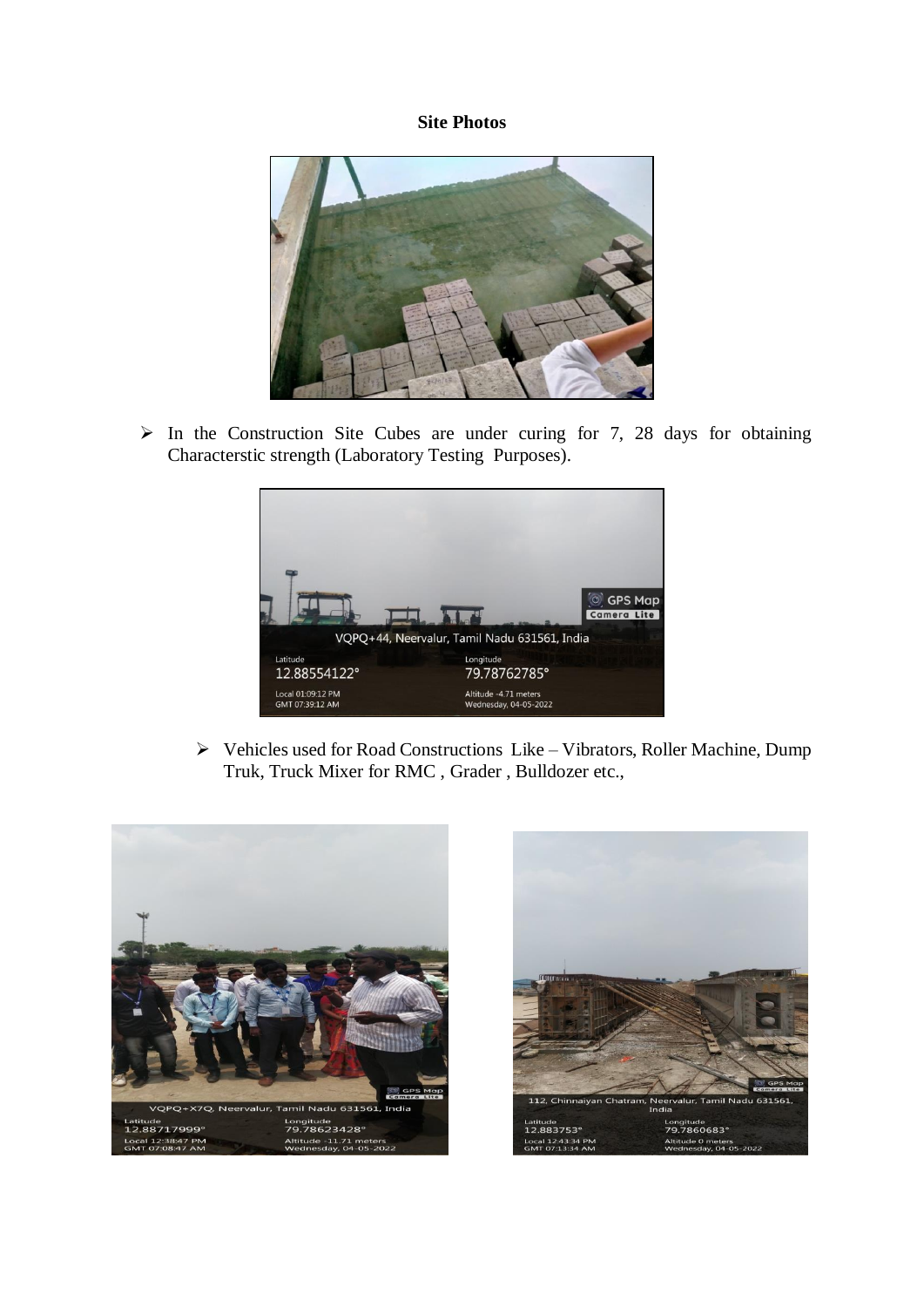**Site Photos**

- In the Construction Site Cubes are under curing for 7, 28 days for obtaining Characterstic strength (Laboratory Testing Purposes).

- Vehicles used for Road Constructions Like – Vibrators, Roller Machine, Dump Truk, Truck Mixer for RMC , Grader , Bulldozer etc.,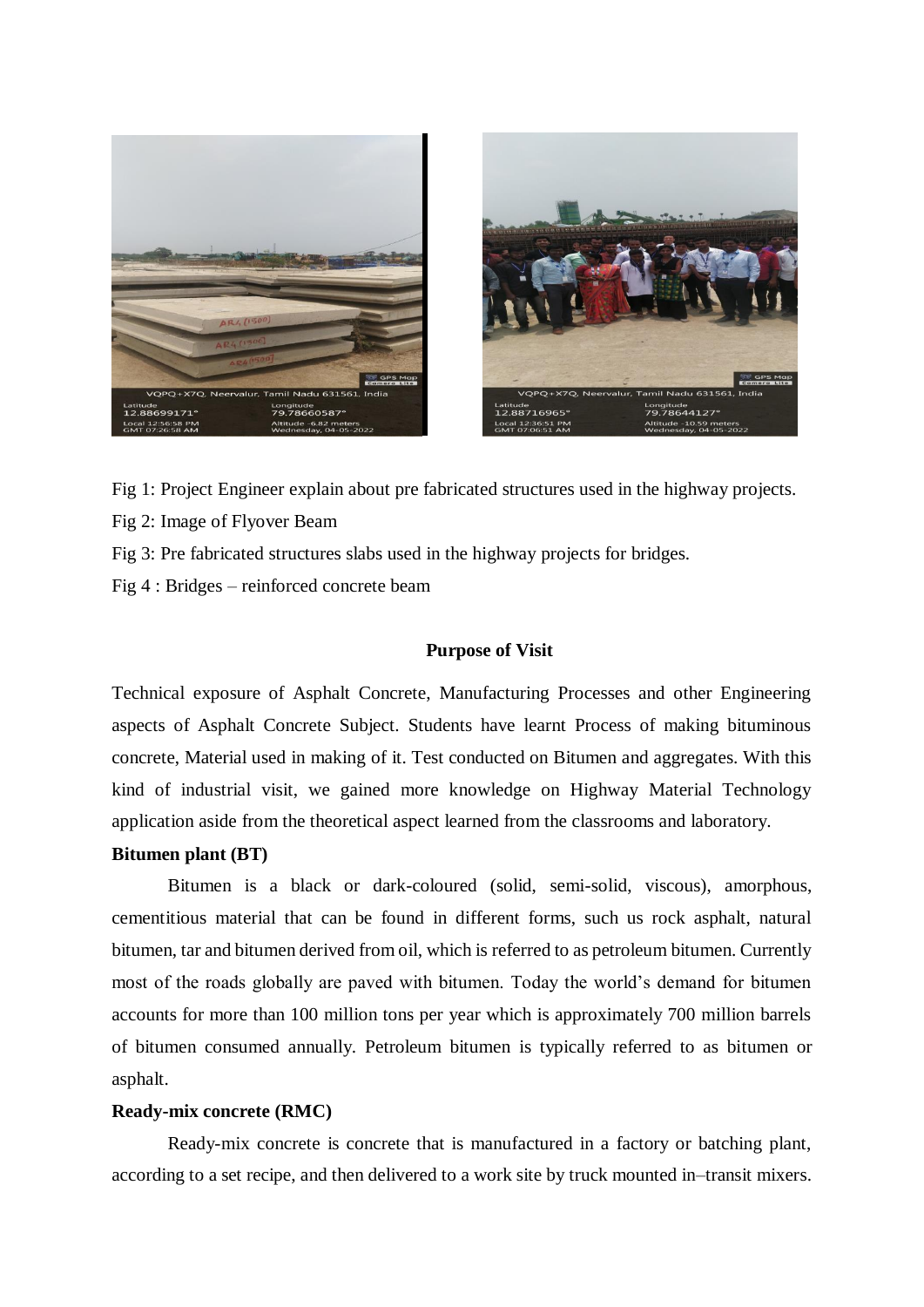Fig 1: Project Engineer explain about pre fabricated structures used in the highway projects.

Fig 2: Image of Flyover Beam

Fig 3: Pre fabricated structures slabs used in the highway projects for bridges.

Fig 4 : Bridges – reinforced concrete beam

**Purpose of Visit**

Technical exposure of Asphalt Concrete, Manufacturing Processes and other Engineering aspects of Asphalt Concrete Subject. Students have learnt Process of making bituminous concrete, Material used in making of it. Test conducted on Bitumen and aggregates. With this kind of industrial visit, we gained more knowledge on Highway Material Technology application aside from the theoretical aspect learned from the classrooms and laboratory.

**Bitumen plant (BT)**

Bitumen is a black or dark-coloured (solid, semi-solid, viscous), amorphous, cementitious material that can be found in different forms, such us rock asphalt, natural bitumen, tar and bitumen derived from oil, which is referred to as petroleum bitumen. Currently most of the roads globally are paved with bitumen. Today the world's demand for bitumen accounts for more than 100 million tons per year which is approximately 700 million barrels of bitumen consumed annually. Petroleum bitumen is typically referred to as bitumen or asphalt.

**Ready-mix concrete (RMC)**

Ready-mix concrete is concrete that is manufactured in a factory or batching plant, according to a set recipe, and then delivered to a work site by truck mounted in–transit mixers.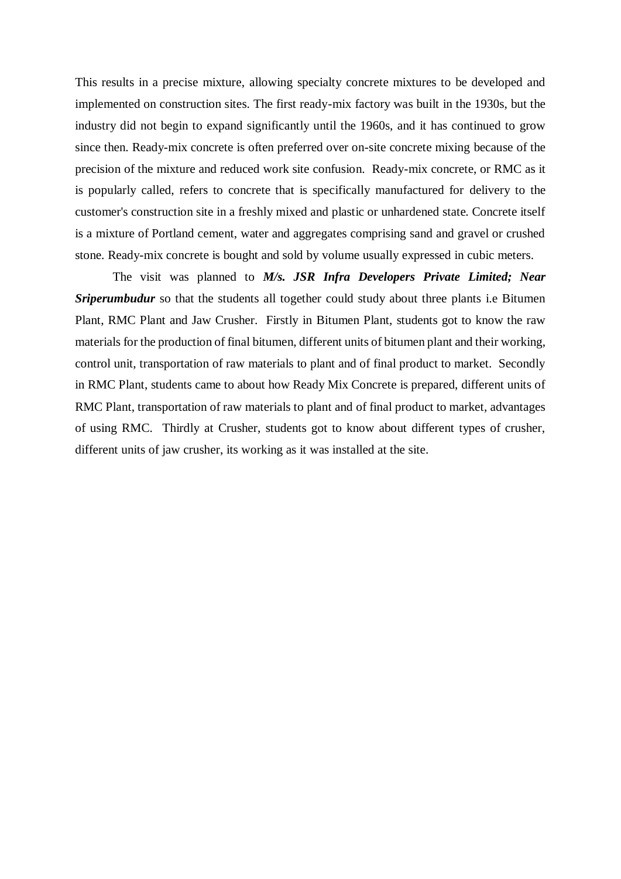This results in a precise mixture, allowing specialty concrete mixtures to be developed and implemented on construction sites. The first ready-mix factory was built in the 1930s, but the industry did not begin to expand significantly until the 1960s, and it has continued to grow since then. Ready-mix concrete is often preferred over on-site concrete mixing because of the precision of the mixture and reduced work site confusion. Ready-mix concrete, or RMC as it is popularly called, refers to concrete that is specifically manufactured for delivery to the customer's construction site in a freshly mixed and plastic or unhardened state. Concrete itself is a mixture of Portland cement, water and aggregates comprising sand and gravel or crushed stone. Ready-mix concrete is bought and sold by volume usually expressed in cubic meters.

The visit was planned to ***M/s. JSR Infra Developers Private Limited; Near Sriperumbudur*** so that the students all together could study about three plants i.e Bitumen Plant, RMC Plant and Jaw Crusher. Firstly in Bitumen Plant, students got to know the raw materials for the production of final bitumen, different units of bitumen plant and their working, control unit, transportation of raw materials to plant and of final product to market. Secondly in RMC Plant, students came to about how Ready Mix Concrete is prepared, different units of RMC Plant, transportation of raw materials to plant and of final product to market, advantages of using RMC. Thirdly at Crusher, students got to know about different types of crusher, different units of jaw crusher, its working as it was installed at the site.